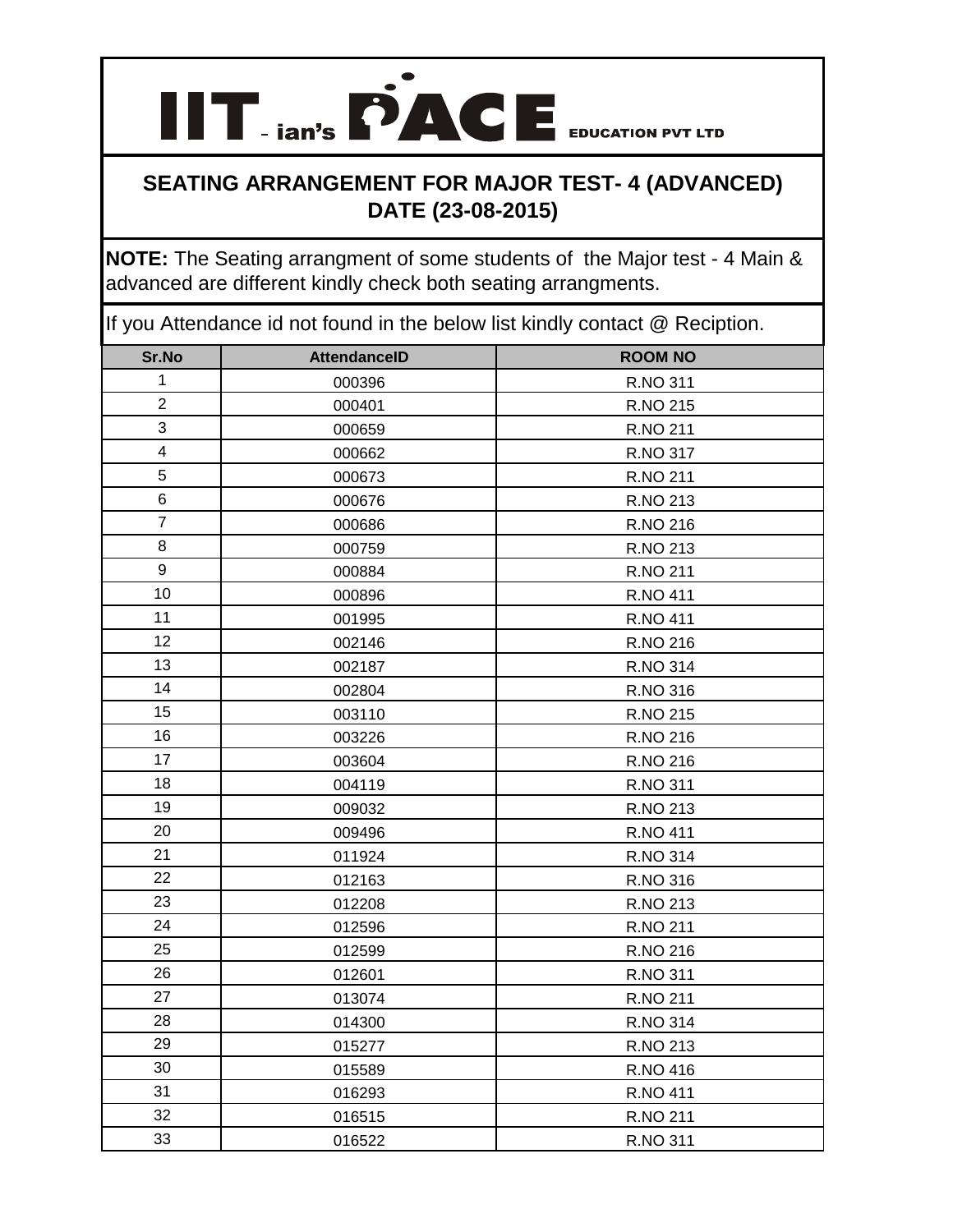# IIT-ian's PACE EDUCATION PVT LTD

## SEATING ARRANGEMENT FOR MAJOR TEST- 4 (ADVANCED) DATE (23-08-2015)

**NOTE:** The Seating arrangment of some students of the Major test - 4 Main & advanced are different kindly check both seating arrangments.

If you Attendance id not found in the below list kindly contact @ Reciption.

| Sr.No | AttendanceID | ROOM NO |
|---|---|---|
| 1 | 000396 | R.NO 311 |
| 2 | 000401 | R.NO 215 |
| 3 | 000659 | R.NO 211 |
| 4 | 000662 | R.NO 317 |
| 5 | 000673 | R.NO 211 |
| 6 | 000676 | R.NO 213 |
| 7 | 000686 | R.NO 216 |
| 8 | 000759 | R.NO 213 |
| 9 | 000884 | R.NO 211 |
| 10 | 000896 | R.NO 411 |
| 11 | 001995 | R.NO 411 |
| 12 | 002146 | R.NO 216 |
| 13 | 002187 | R.NO 314 |
| 14 | 002804 | R.NO 316 |
| 15 | 003110 | R.NO 215 |
| 16 | 003226 | R.NO 216 |
| 17 | 003604 | R.NO 216 |
| 18 | 004119 | R.NO 311 |
| 19 | 009032 | R.NO 213 |
| 20 | 009496 | R.NO 411 |
| 21 | 011924 | R.NO 314 |
| 22 | 012163 | R.NO 316 |
| 23 | 012208 | R.NO 213 |
| 24 | 012596 | R.NO 211 |
| 25 | 012599 | R.NO 216 |
| 26 | 012601 | R.NO 311 |
| 27 | 013074 | R.NO 211 |
| 28 | 014300 | R.NO 314 |
| 29 | 015277 | R.NO 213 |
| 30 | 015589 | R.NO 416 |
| 31 | 016293 | R.NO 411 |
| 32 | 016515 | R.NO 211 |
| 33 | 016522 | R.NO 311 |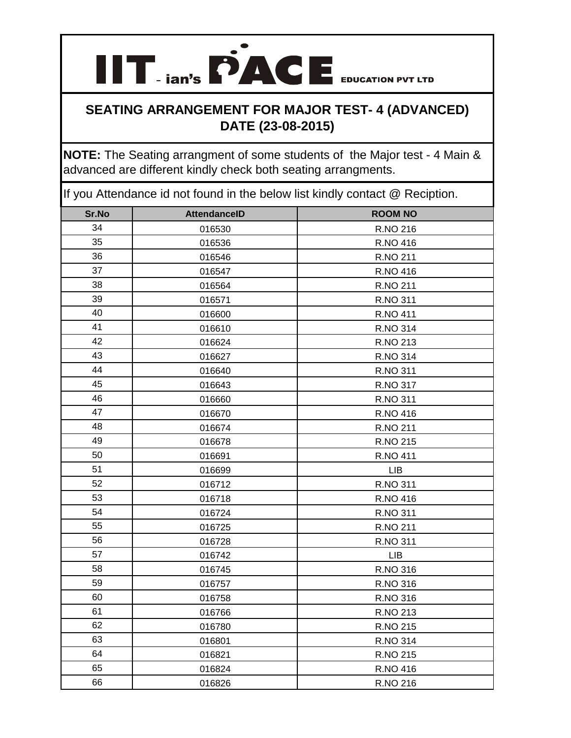# IIT-ian's PACE EDUCATION PVT LTD

## SEATING ARRANGEMENT FOR MAJOR TEST- 4 (ADVANCED) DATE (23-08-2015)

**NOTE:** The Seating arrangment of some students of the Major test - 4 Main & advanced are different kindly check both seating arrangments.

If you Attendance id not found in the below list kindly contact @ Reciption.

| Sr.No | AttendanceID | ROOM NO |
|---|---|---|
| 34 | 016530 | R.NO 216 |
| 35 | 016536 | R.NO 416 |
| 36 | 016546 | R.NO 211 |
| 37 | 016547 | R.NO 416 |
| 38 | 016564 | R.NO 211 |
| 39 | 016571 | R.NO 311 |
| 40 | 016600 | R.NO 411 |
| 41 | 016610 | R.NO 314 |
| 42 | 016624 | R.NO 213 |
| 43 | 016627 | R.NO 314 |
| 44 | 016640 | R.NO 311 |
| 45 | 016643 | R.NO 317 |
| 46 | 016660 | R.NO 311 |
| 47 | 016670 | R.NO 416 |
| 48 | 016674 | R.NO 211 |
| 49 | 016678 | R.NO 215 |
| 50 | 016691 | R.NO 411 |
| 51 | 016699 | LIB |
| 52 | 016712 | R.NO 311 |
| 53 | 016718 | R.NO 416 |
| 54 | 016724 | R.NO 311 |
| 55 | 016725 | R.NO 211 |
| 56 | 016728 | R.NO 311 |
| 57 | 016742 | LIB |
| 58 | 016745 | R.NO 316 |
| 59 | 016757 | R.NO 316 |
| 60 | 016758 | R.NO 316 |
| 61 | 016766 | R.NO 213 |
| 62 | 016780 | R.NO 215 |
| 63 | 016801 | R.NO 314 |
| 64 | 016821 | R.NO 215 |
| 65 | 016824 | R.NO 416 |
| 66 | 016826 | R.NO 216 |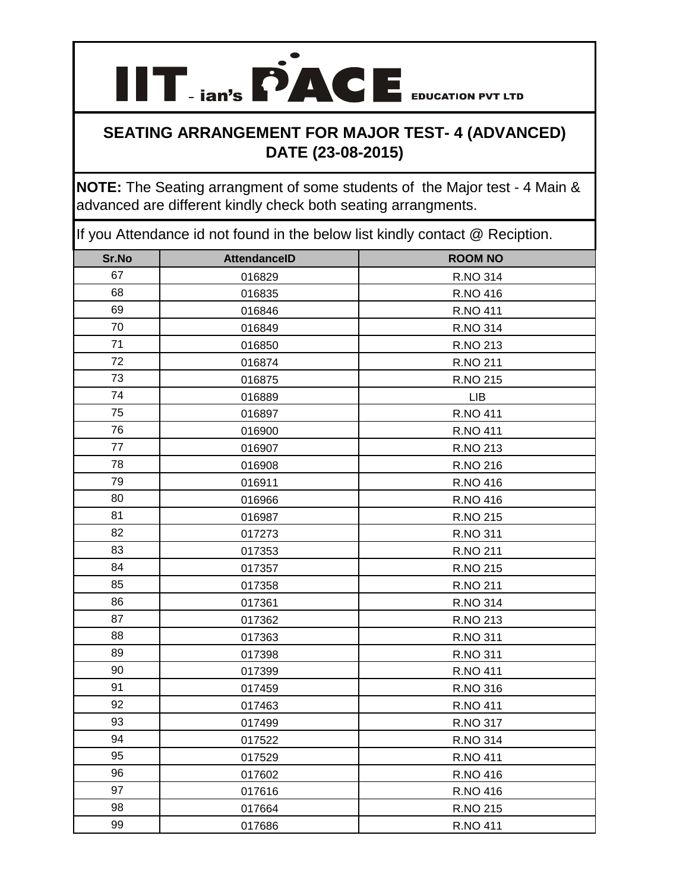# IIT-ian's PACE EDUCATION PVT LTD

## SEATING ARRANGEMENT FOR MAJOR TEST- 4 (ADVANCED)
## DATE (23-08-2015)

**NOTE:** The Seating arrangment of some students of the Major test - 4 Main & advanced are different kindly check both seating arrangments.

If you Attendance id not found in the below list kindly contact @ Reciption.

| Sr.No | AttendanceID | ROOM NO |
|---|---|---|
| 67 | 016829 | R.NO 314 |
| 68 | 016835 | R.NO 416 |
| 69 | 016846 | R.NO 411 |
| 70 | 016849 | R.NO 314 |
| 71 | 016850 | R.NO 213 |
| 72 | 016874 | R.NO 211 |
| 73 | 016875 | R.NO 215 |
| 74 | 016889 | LIB |
| 75 | 016897 | R.NO 411 |
| 76 | 016900 | R.NO 411 |
| 77 | 016907 | R.NO 213 |
| 78 | 016908 | R.NO 216 |
| 79 | 016911 | R.NO 416 |
| 80 | 016966 | R.NO 416 |
| 81 | 016987 | R.NO 215 |
| 82 | 017273 | R.NO 311 |
| 83 | 017353 | R.NO 211 |
| 84 | 017357 | R.NO 215 |
| 85 | 017358 | R.NO 211 |
| 86 | 017361 | R.NO 314 |
| 87 | 017362 | R.NO 213 |
| 88 | 017363 | R.NO 311 |
| 89 | 017398 | R.NO 311 |
| 90 | 017399 | R.NO 411 |
| 91 | 017459 | R.NO 316 |
| 92 | 017463 | R.NO 411 |
| 93 | 017499 | R.NO 317 |
| 94 | 017522 | R.NO 314 |
| 95 | 017529 | R.NO 411 |
| 96 | 017602 | R.NO 416 |
| 97 | 017616 | R.NO 416 |
| 98 | 017664 | R.NO 215 |
| 99 | 017686 | R.NO 411 |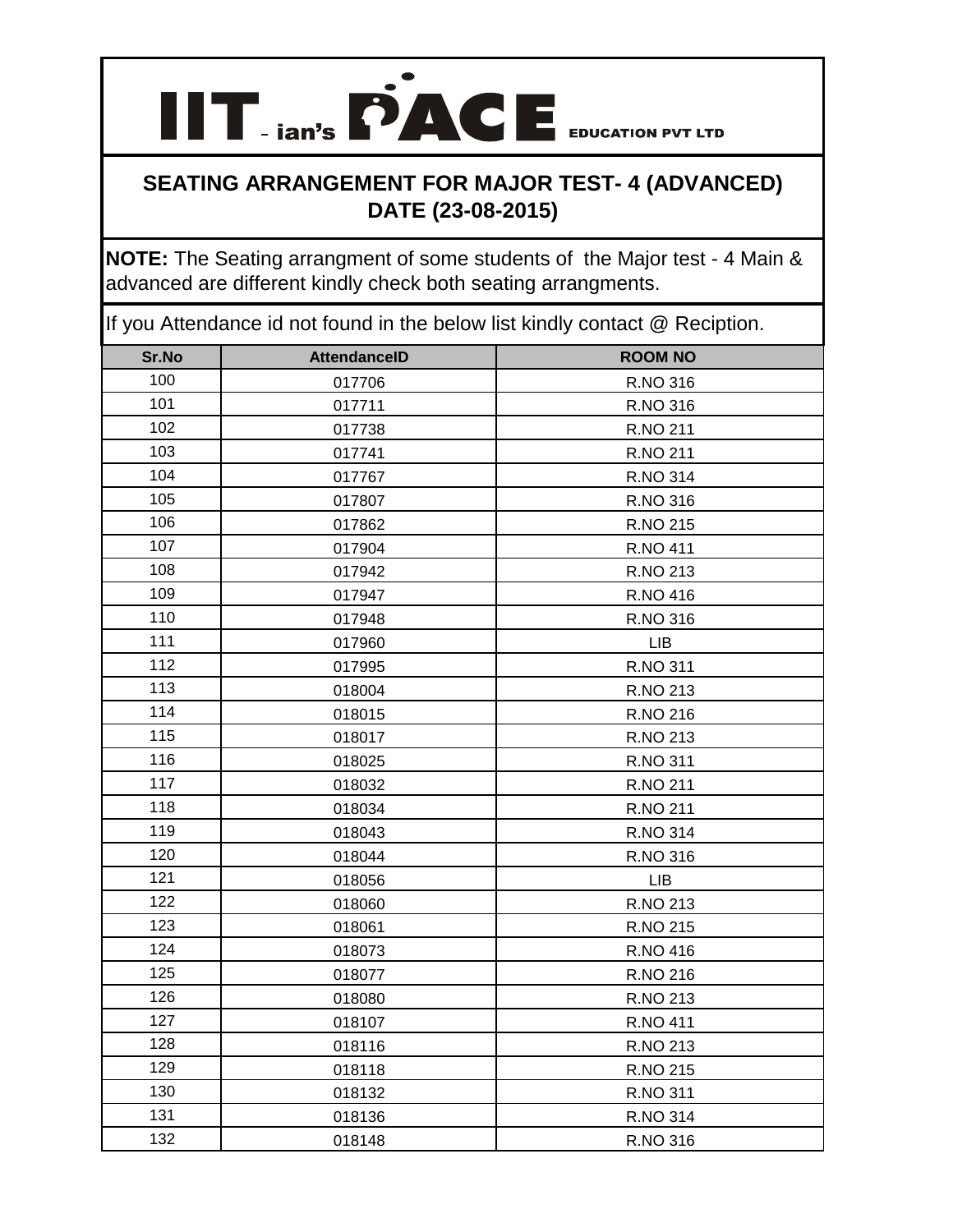# IIT-ian's PACE EDUCATION PVT LTD

## SEATING ARRANGEMENT FOR MAJOR TEST- 4 (ADVANCED) DATE (23-08-2015)

**NOTE:** The Seating arrangment of some students of the Major test - 4 Main & advanced are different kindly check both seating arrangments.

If you Attendance id not found in the below list kindly contact @ Reciption.

| Sr.No | AttendanceID | ROOM NO |
|---|---|---|
| 100 | 017706 | R.NO 316 |
| 101 | 017711 | R.NO 316 |
| 102 | 017738 | R.NO 211 |
| 103 | 017741 | R.NO 211 |
| 104 | 017767 | R.NO 314 |
| 105 | 017807 | R.NO 316 |
| 106 | 017862 | R.NO 215 |
| 107 | 017904 | R.NO 411 |
| 108 | 017942 | R.NO 213 |
| 109 | 017947 | R.NO 416 |
| 110 | 017948 | R.NO 316 |
| 111 | 017960 | LIB |
| 112 | 017995 | R.NO 311 |
| 113 | 018004 | R.NO 213 |
| 114 | 018015 | R.NO 216 |
| 115 | 018017 | R.NO 213 |
| 116 | 018025 | R.NO 311 |
| 117 | 018032 | R.NO 211 |
| 118 | 018034 | R.NO 211 |
| 119 | 018043 | R.NO 314 |
| 120 | 018044 | R.NO 316 |
| 121 | 018056 | LIB |
| 122 | 018060 | R.NO 213 |
| 123 | 018061 | R.NO 215 |
| 124 | 018073 | R.NO 416 |
| 125 | 018077 | R.NO 216 |
| 126 | 018080 | R.NO 213 |
| 127 | 018107 | R.NO 411 |
| 128 | 018116 | R.NO 213 |
| 129 | 018118 | R.NO 215 |
| 130 | 018132 | R.NO 311 |
| 131 | 018136 | R.NO 314 |
| 132 | 018148 | R.NO 316 |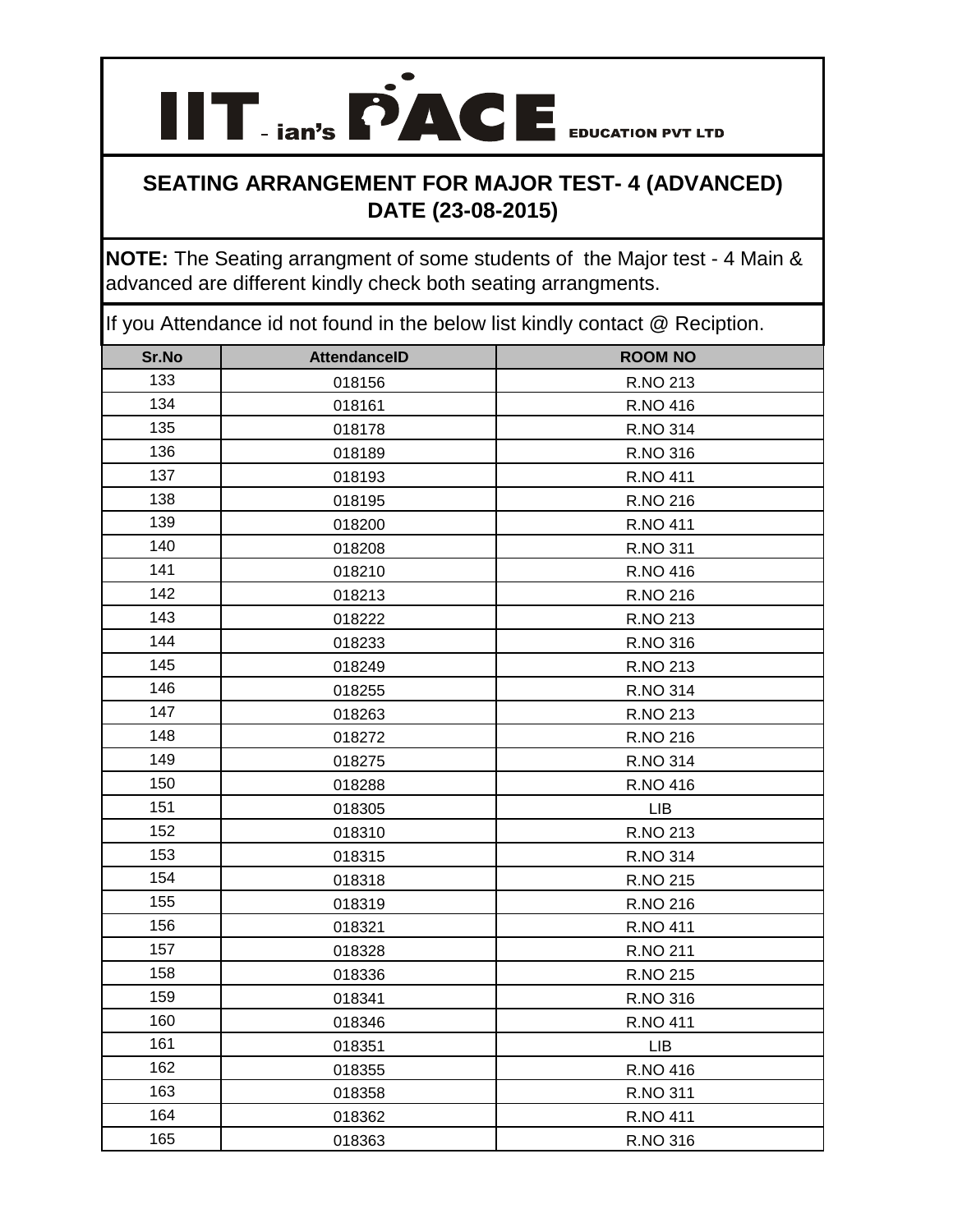# IIT-ian's PACE EDUCATION PVT LTD

## SEATING ARRANGEMENT FOR MAJOR TEST- 4 (ADVANCED) DATE (23-08-2015)

**NOTE:** The Seating arrangment of some students of the Major test - 4 Main & advanced are different kindly check both seating arrangments.

If you Attendance id not found in the below list kindly contact @ Reciption.

| Sr.No | AttendanceID | ROOM NO |
|---|---|---|
| 133 | 018156 | R.NO 213 |
| 134 | 018161 | R.NO 416 |
| 135 | 018178 | R.NO 314 |
| 136 | 018189 | R.NO 316 |
| 137 | 018193 | R.NO 411 |
| 138 | 018195 | R.NO 216 |
| 139 | 018200 | R.NO 411 |
| 140 | 018208 | R.NO 311 |
| 141 | 018210 | R.NO 416 |
| 142 | 018213 | R.NO 216 |
| 143 | 018222 | R.NO 213 |
| 144 | 018233 | R.NO 316 |
| 145 | 018249 | R.NO 213 |
| 146 | 018255 | R.NO 314 |
| 147 | 018263 | R.NO 213 |
| 148 | 018272 | R.NO 216 |
| 149 | 018275 | R.NO 314 |
| 150 | 018288 | R.NO 416 |
| 151 | 018305 | LIB |
| 152 | 018310 | R.NO 213 |
| 153 | 018315 | R.NO 314 |
| 154 | 018318 | R.NO 215 |
| 155 | 018319 | R.NO 216 |
| 156 | 018321 | R.NO 411 |
| 157 | 018328 | R.NO 211 |
| 158 | 018336 | R.NO 215 |
| 159 | 018341 | R.NO 316 |
| 160 | 018346 | R.NO 411 |
| 161 | 018351 | LIB |
| 162 | 018355 | R.NO 416 |
| 163 | 018358 | R.NO 311 |
| 164 | 018362 | R.NO 411 |
| 165 | 018363 | R.NO 316 |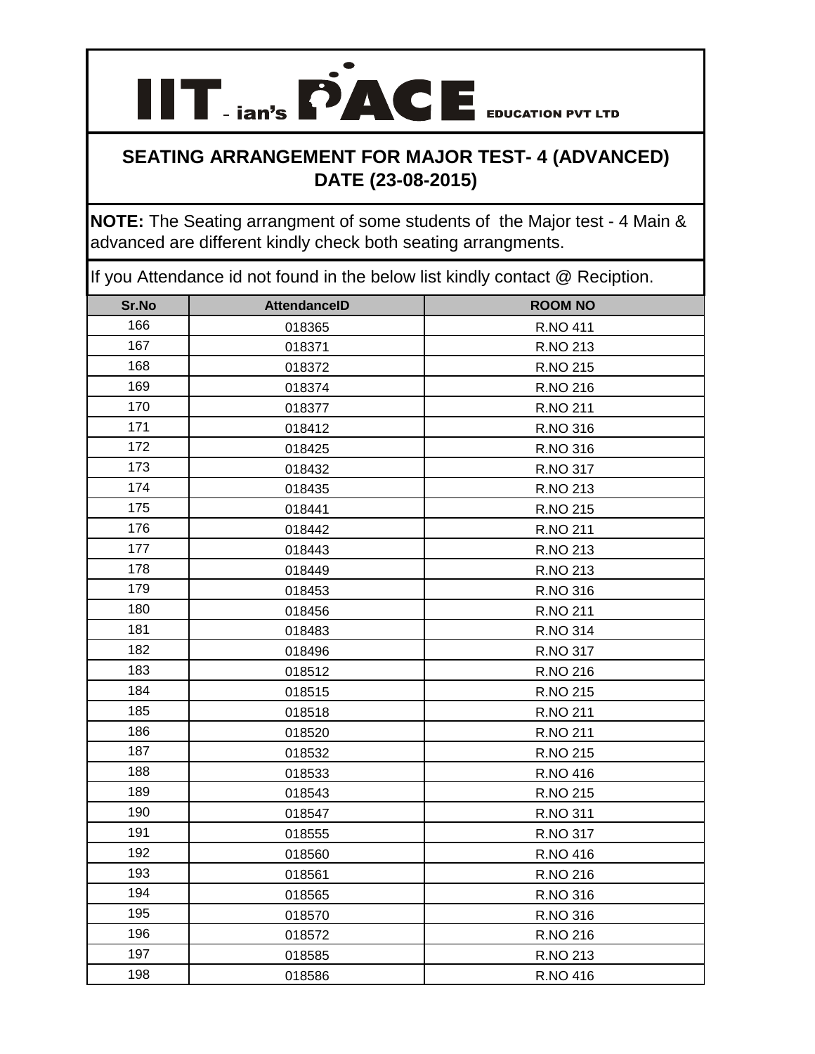# IIT-ian's PACE EDUCATION PVT LTD

## SEATING ARRANGEMENT FOR MAJOR TEST- 4 (ADVANCED) DATE (23-08-2015)

**NOTE:** The Seating arrangment of some students of the Major test - 4 Main & advanced are different kindly check both seating arrangments.

If you Attendance id not found in the below list kindly contact @ Reciption.

| Sr.No | AttendanceID | ROOM NO |
|---|---|---|
| 166 | 018365 | R.NO 411 |
| 167 | 018371 | R.NO 213 |
| 168 | 018372 | R.NO 215 |
| 169 | 018374 | R.NO 216 |
| 170 | 018377 | R.NO 211 |
| 171 | 018412 | R.NO 316 |
| 172 | 018425 | R.NO 316 |
| 173 | 018432 | R.NO 317 |
| 174 | 018435 | R.NO 213 |
| 175 | 018441 | R.NO 215 |
| 176 | 018442 | R.NO 211 |
| 177 | 018443 | R.NO 213 |
| 178 | 018449 | R.NO 213 |
| 179 | 018453 | R.NO 316 |
| 180 | 018456 | R.NO 211 |
| 181 | 018483 | R.NO 314 |
| 182 | 018496 | R.NO 317 |
| 183 | 018512 | R.NO 216 |
| 184 | 018515 | R.NO 215 |
| 185 | 018518 | R.NO 211 |
| 186 | 018520 | R.NO 211 |
| 187 | 018532 | R.NO 215 |
| 188 | 018533 | R.NO 416 |
| 189 | 018543 | R.NO 215 |
| 190 | 018547 | R.NO 311 |
| 191 | 018555 | R.NO 317 |
| 192 | 018560 | R.NO 416 |
| 193 | 018561 | R.NO 216 |
| 194 | 018565 | R.NO 316 |
| 195 | 018570 | R.NO 316 |
| 196 | 018572 | R.NO 216 |
| 197 | 018585 | R.NO 213 |
| 198 | 018586 | R.NO 416 |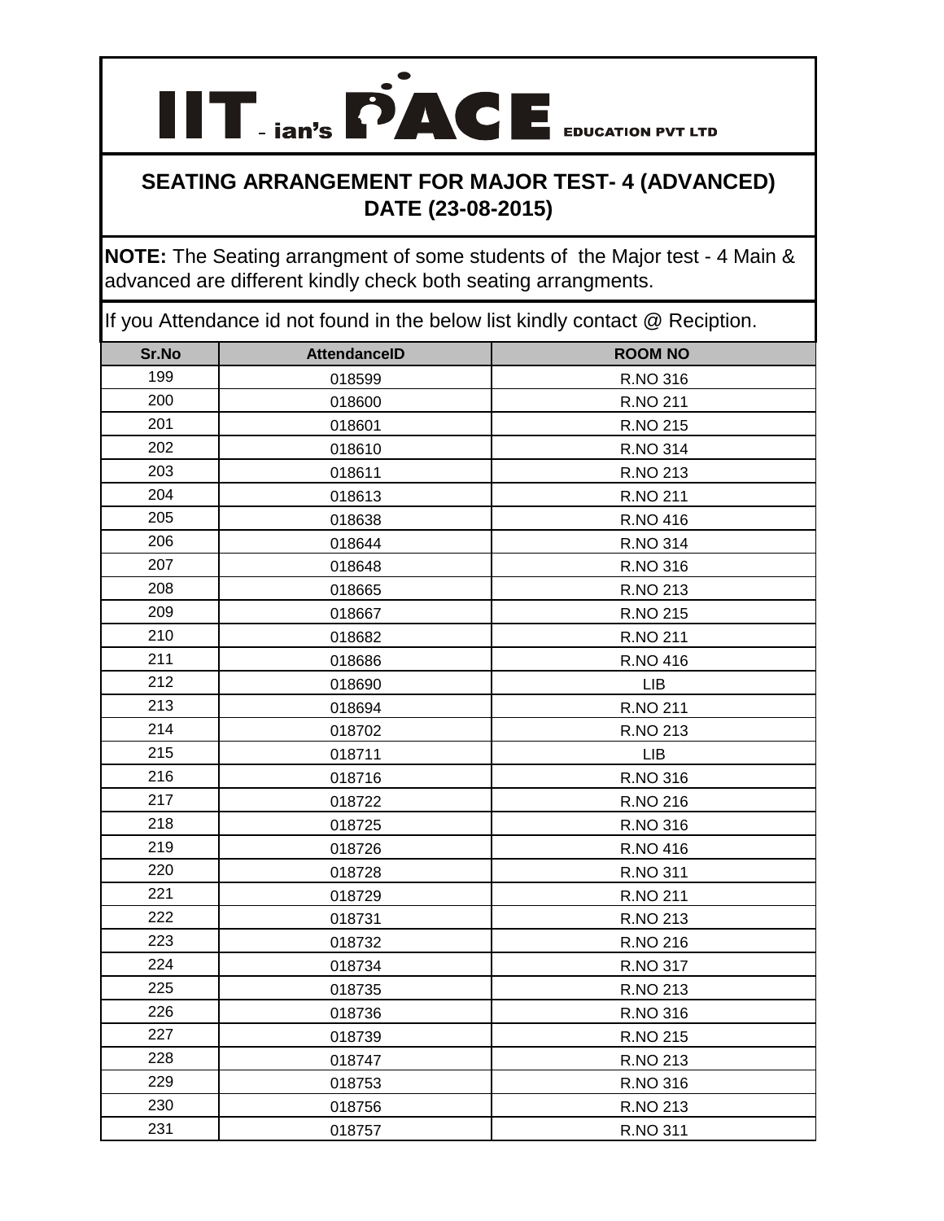# IIT-ian's PACE EDUCATION PVT LTD

## SEATING ARRANGEMENT FOR MAJOR TEST- 4 (ADVANCED) DATE (23-08-2015)

**NOTE:** The Seating arrangment of some students of the Major test - 4 Main & advanced are different kindly check both seating arrangments.

If you Attendance id not found in the below list kindly contact @ Reciption.

| Sr.No | AttendanceID | ROOM NO |
|---|---|---|
| 199 | 018599 | R.NO 316 |
| 200 | 018600 | R.NO 211 |
| 201 | 018601 | R.NO 215 |
| 202 | 018610 | R.NO 314 |
| 203 | 018611 | R.NO 213 |
| 204 | 018613 | R.NO 211 |
| 205 | 018638 | R.NO 416 |
| 206 | 018644 | R.NO 314 |
| 207 | 018648 | R.NO 316 |
| 208 | 018665 | R.NO 213 |
| 209 | 018667 | R.NO 215 |
| 210 | 018682 | R.NO 211 |
| 211 | 018686 | R.NO 416 |
| 212 | 018690 | LIB |
| 213 | 018694 | R.NO 211 |
| 214 | 018702 | R.NO 213 |
| 215 | 018711 | LIB |
| 216 | 018716 | R.NO 316 |
| 217 | 018722 | R.NO 216 |
| 218 | 018725 | R.NO 316 |
| 219 | 018726 | R.NO 416 |
| 220 | 018728 | R.NO 311 |
| 221 | 018729 | R.NO 211 |
| 222 | 018731 | R.NO 213 |
| 223 | 018732 | R.NO 216 |
| 224 | 018734 | R.NO 317 |
| 225 | 018735 | R.NO 213 |
| 226 | 018736 | R.NO 316 |
| 227 | 018739 | R.NO 215 |
| 228 | 018747 | R.NO 213 |
| 229 | 018753 | R.NO 316 |
| 230 | 018756 | R.NO 213 |
| 231 | 018757 | R.NO 311 |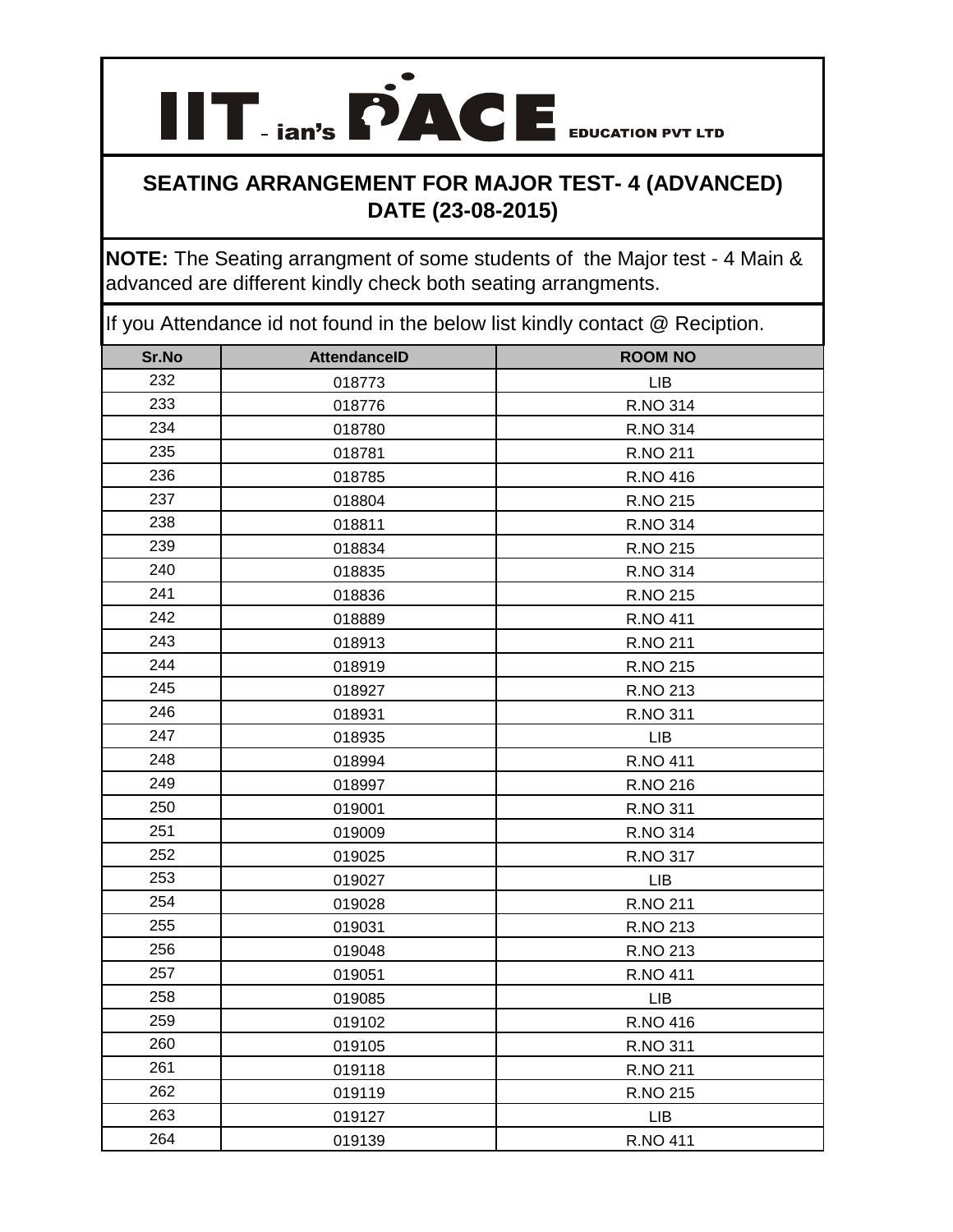# IIT - ian's PACE EDUCATION PVT LTD

## SEATING ARRANGEMENT FOR MAJOR TEST- 4 (ADVANCED)
## DATE (23-08-2015)

**NOTE:** The Seating arrangment of some students of the Major test - 4 Main & advanced are different kindly check both seating arrangments.

If you Attendance id not found in the below list kindly contact @ Reciption.

| Sr.No | AttendanceID | ROOM NO |
|---|---|---|
| 232 | 018773 | LIB |
| 233 | 018776 | R.NO 314 |
| 234 | 018780 | R.NO 314 |
| 235 | 018781 | R.NO 211 |
| 236 | 018785 | R.NO 416 |
| 237 | 018804 | R.NO 215 |
| 238 | 018811 | R.NO 314 |
| 239 | 018834 | R.NO 215 |
| 240 | 018835 | R.NO 314 |
| 241 | 018836 | R.NO 215 |
| 242 | 018889 | R.NO 411 |
| 243 | 018913 | R.NO 211 |
| 244 | 018919 | R.NO 215 |
| 245 | 018927 | R.NO 213 |
| 246 | 018931 | R.NO 311 |
| 247 | 018935 | LIB |
| 248 | 018994 | R.NO 411 |
| 249 | 018997 | R.NO 216 |
| 250 | 019001 | R.NO 311 |
| 251 | 019009 | R.NO 314 |
| 252 | 019025 | R.NO 317 |
| 253 | 019027 | LIB |
| 254 | 019028 | R.NO 211 |
| 255 | 019031 | R.NO 213 |
| 256 | 019048 | R.NO 213 |
| 257 | 019051 | R.NO 411 |
| 258 | 019085 | LIB |
| 259 | 019102 | R.NO 416 |
| 260 | 019105 | R.NO 311 |
| 261 | 019118 | R.NO 211 |
| 262 | 019119 | R.NO 215 |
| 263 | 019127 | LIB |
| 264 | 019139 | R.NO 411 |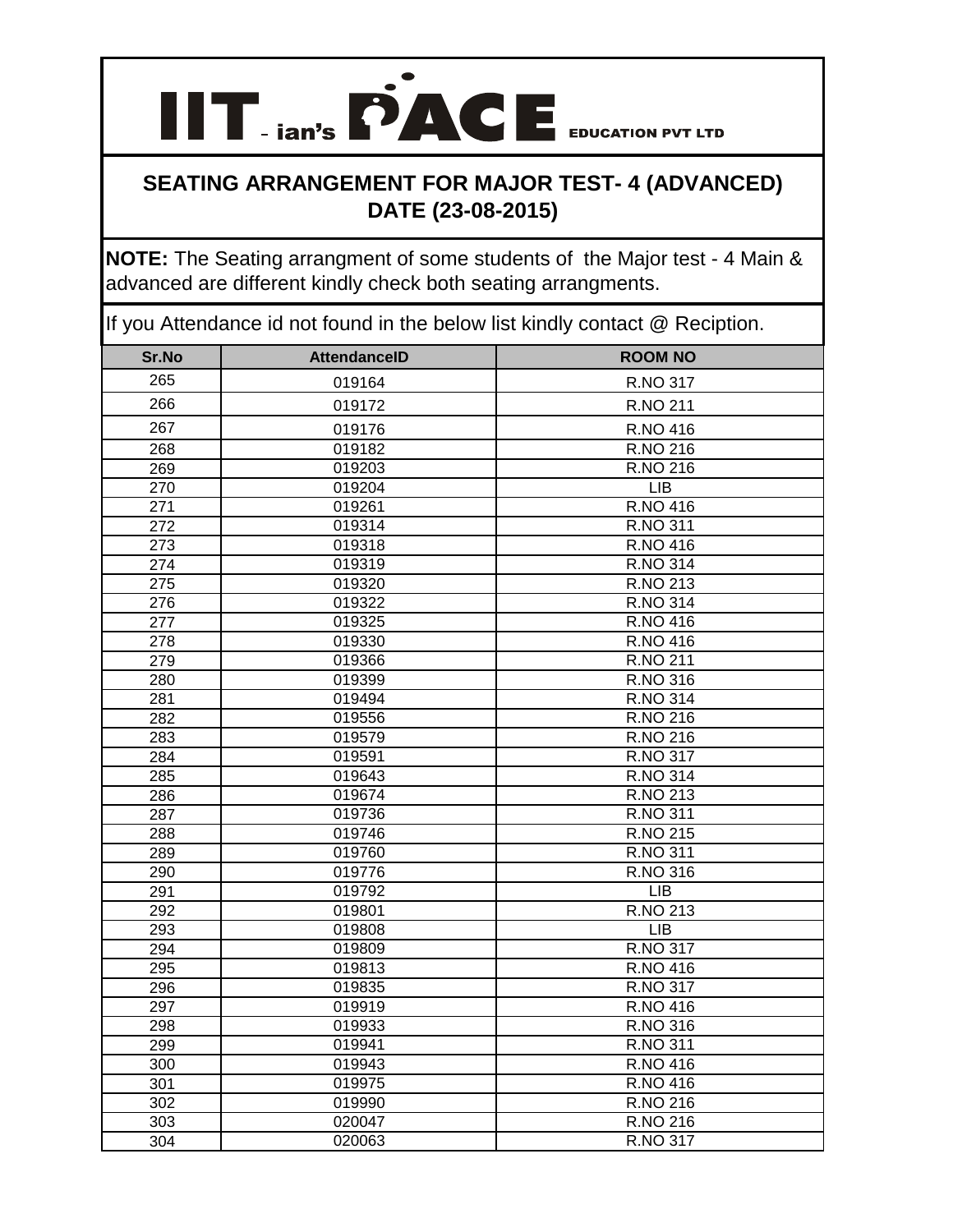# IIT-ian's PACE EDUCATION PVT LTD

## SEATING ARRANGEMENT FOR MAJOR TEST- 4 (ADVANCED) DATE (23-08-2015)

**NOTE:** The Seating arrangment of some students of the Major test - 4 Main & advanced are different kindly check both seating arrangments.

If you Attendance id not found in the below list kindly contact @ Reciption.

| Sr.No | AttendanceID | ROOM NO |
|---|---|---|
| 265 | 019164 | R.NO 317 |
| 266 | 019172 | R.NO 211 |
| 267 | 019176 | R.NO 416 |
| 268 | 019182 | R.NO 216 |
| 269 | 019203 | R.NO 216 |
| 270 | 019204 | LIB |
| 271 | 019261 | R.NO 416 |
| 272 | 019314 | R.NO 311 |
| 273 | 019318 | R.NO 416 |
| 274 | 019319 | R.NO 314 |
| 275 | 019320 | R.NO 213 |
| 276 | 019322 | R.NO 314 |
| 277 | 019325 | R.NO 416 |
| 278 | 019330 | R.NO 416 |
| 279 | 019366 | R.NO 211 |
| 280 | 019399 | R.NO 316 |
| 281 | 019494 | R.NO 314 |
| 282 | 019556 | R.NO 216 |
| 283 | 019579 | R.NO 216 |
| 284 | 019591 | R.NO 317 |
| 285 | 019643 | R.NO 314 |
| 286 | 019674 | R.NO 213 |
| 287 | 019736 | R.NO 311 |
| 288 | 019746 | R.NO 215 |
| 289 | 019760 | R.NO 311 |
| 290 | 019776 | R.NO 316 |
| 291 | 019792 | LIB |
| 292 | 019801 | R.NO 213 |
| 293 | 019808 | LIB |
| 294 | 019809 | R.NO 317 |
| 295 | 019813 | R.NO 416 |
| 296 | 019835 | R.NO 317 |
| 297 | 019919 | R.NO 416 |
| 298 | 019933 | R.NO 316 |
| 299 | 019941 | R.NO 311 |
| 300 | 019943 | R.NO 416 |
| 301 | 019975 | R.NO 416 |
| 302 | 019990 | R.NO 216 |
| 303 | 020047 | R.NO 216 |
| 304 | 020063 | R.NO 317 |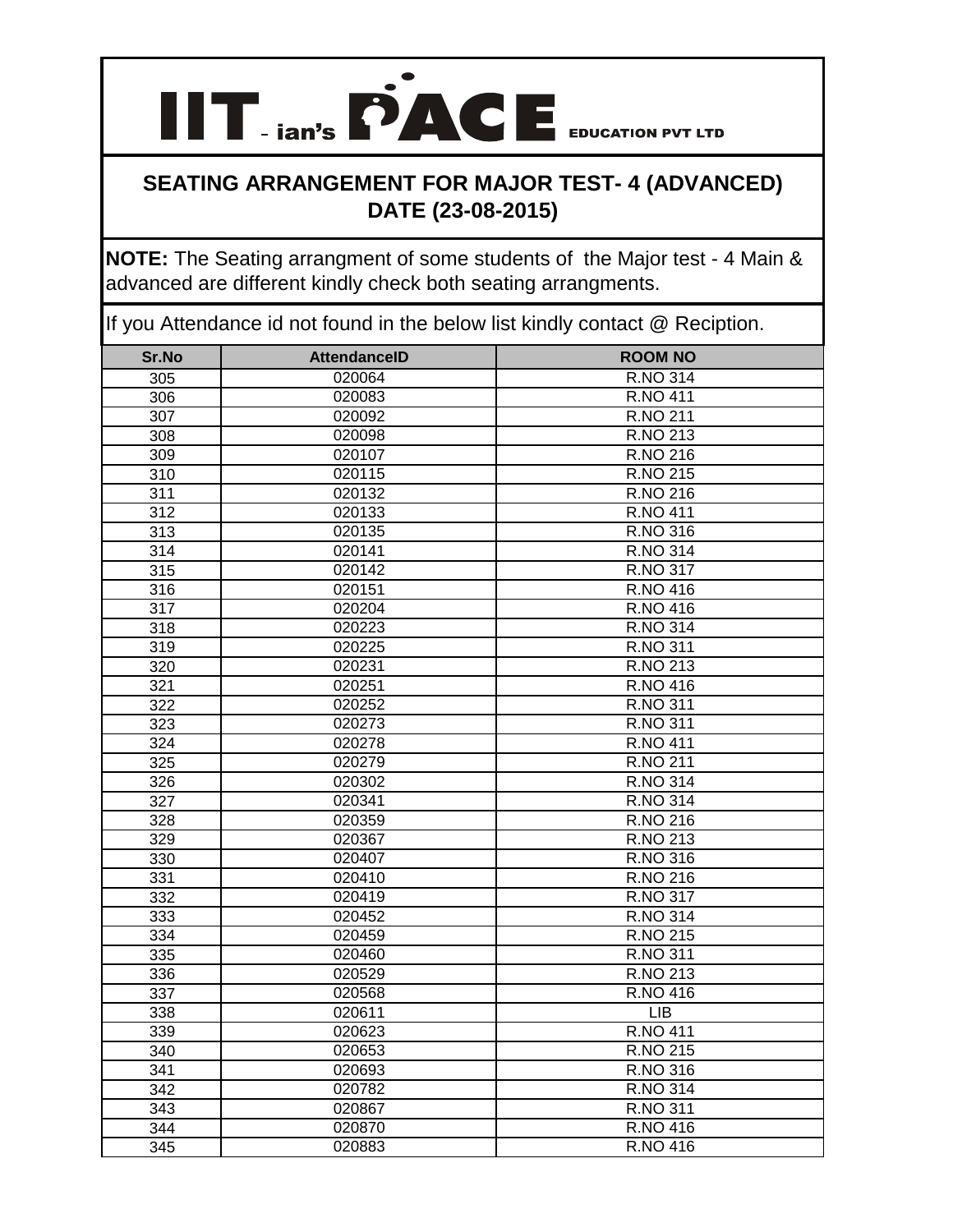# IIT-ian's PACE EDUCATION PVT LTD

## SEATING ARRANGEMENT FOR MAJOR TEST- 4 (ADVANCED) DATE (23-08-2015)

**NOTE:** The Seating arrangment of some students of the Major test - 4 Main & advanced are different kindly check both seating arrangments.

If you Attendance id not found in the below list kindly contact @ Reciption.

| Sr.No | AttendanceID | ROOM NO |
|---|---|---|
| 305 | 020064 | R.NO 314 |
| 306 | 020083 | R.NO 411 |
| 307 | 020092 | R.NO 211 |
| 308 | 020098 | R.NO 213 |
| 309 | 020107 | R.NO 216 |
| 310 | 020115 | R.NO 215 |
| 311 | 020132 | R.NO 216 |
| 312 | 020133 | R.NO 411 |
| 313 | 020135 | R.NO 316 |
| 314 | 020141 | R.NO 314 |
| 315 | 020142 | R.NO 317 |
| 316 | 020151 | R.NO 416 |
| 317 | 020204 | R.NO 416 |
| 318 | 020223 | R.NO 314 |
| 319 | 020225 | R.NO 311 |
| 320 | 020231 | R.NO 213 |
| 321 | 020251 | R.NO 416 |
| 322 | 020252 | R.NO 311 |
| 323 | 020273 | R.NO 311 |
| 324 | 020278 | R.NO 411 |
| 325 | 020279 | R.NO 211 |
| 326 | 020302 | R.NO 314 |
| 327 | 020341 | R.NO 314 |
| 328 | 020359 | R.NO 216 |
| 329 | 020367 | R.NO 213 |
| 330 | 020407 | R.NO 316 |
| 331 | 020410 | R.NO 216 |
| 332 | 020419 | R.NO 317 |
| 333 | 020452 | R.NO 314 |
| 334 | 020459 | R.NO 215 |
| 335 | 020460 | R.NO 311 |
| 336 | 020529 | R.NO 213 |
| 337 | 020568 | R.NO 416 |
| 338 | 020611 | LIB |
| 339 | 020623 | R.NO 411 |
| 340 | 020653 | R.NO 215 |
| 341 | 020693 | R.NO 316 |
| 342 | 020782 | R.NO 314 |
| 343 | 020867 | R.NO 311 |
| 344 | 020870 | R.NO 416 |
| 345 | 020883 | R.NO 416 |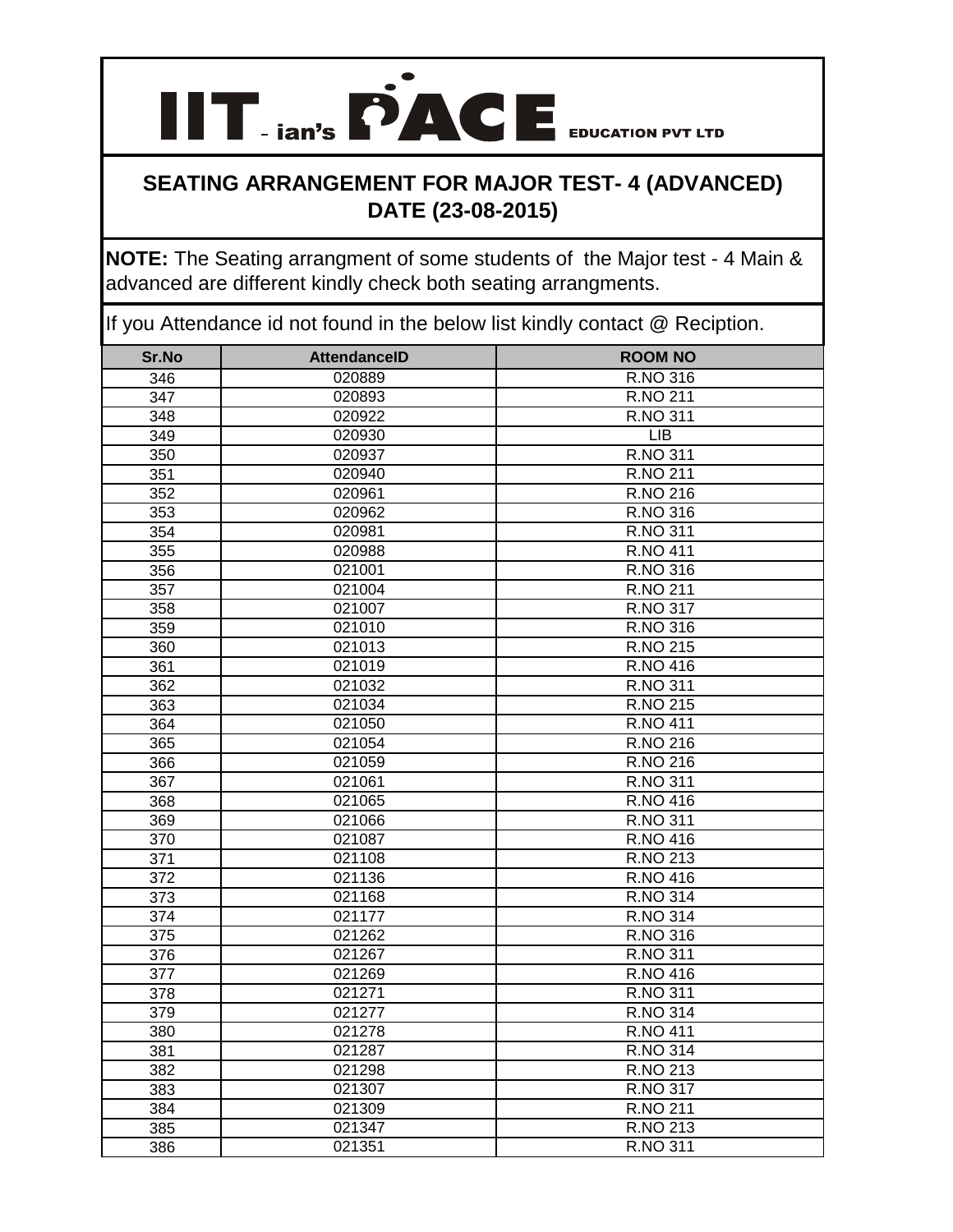IIT-ian's PACE EDUCATION PVT LTD

## SEATING ARRANGEMENT FOR MAJOR TEST- 4 (ADVANCED) DATE (23-08-2015)

**NOTE:** The Seating arrangment of some students of the Major test - 4 Main & advanced are different kindly check both seating arrangments.

If you Attendance id not found in the below list kindly contact @ Reciption.

| Sr.No | AttendanceID | ROOM NO |
|---|---|---|
| 346 | 020889 | R.NO 316 |
| 347 | 020893 | R.NO 211 |
| 348 | 020922 | R.NO 311 |
| 349 | 020930 | LIB |
| 350 | 020937 | R.NO 311 |
| 351 | 020940 | R.NO 211 |
| 352 | 020961 | R.NO 216 |
| 353 | 020962 | R.NO 316 |
| 354 | 020981 | R.NO 311 |
| 355 | 020988 | R.NO 411 |
| 356 | 021001 | R.NO 316 |
| 357 | 021004 | R.NO 211 |
| 358 | 021007 | R.NO 317 |
| 359 | 021010 | R.NO 316 |
| 360 | 021013 | R.NO 215 |
| 361 | 021019 | R.NO 416 |
| 362 | 021032 | R.NO 311 |
| 363 | 021034 | R.NO 215 |
| 364 | 021050 | R.NO 411 |
| 365 | 021054 | R.NO 216 |
| 366 | 021059 | R.NO 216 |
| 367 | 021061 | R.NO 311 |
| 368 | 021065 | R.NO 416 |
| 369 | 021066 | R.NO 311 |
| 370 | 021087 | R.NO 416 |
| 371 | 021108 | R.NO 213 |
| 372 | 021136 | R.NO 416 |
| 373 | 021168 | R.NO 314 |
| 374 | 021177 | R.NO 314 |
| 375 | 021262 | R.NO 316 |
| 376 | 021267 | R.NO 311 |
| 377 | 021269 | R.NO 416 |
| 378 | 021271 | R.NO 311 |
| 379 | 021277 | R.NO 314 |
| 380 | 021278 | R.NO 411 |
| 381 | 021287 | R.NO 314 |
| 382 | 021298 | R.NO 213 |
| 383 | 021307 | R.NO 317 |
| 384 | 021309 | R.NO 211 |
| 385 | 021347 | R.NO 213 |
| 386 | 021351 | R.NO 311 |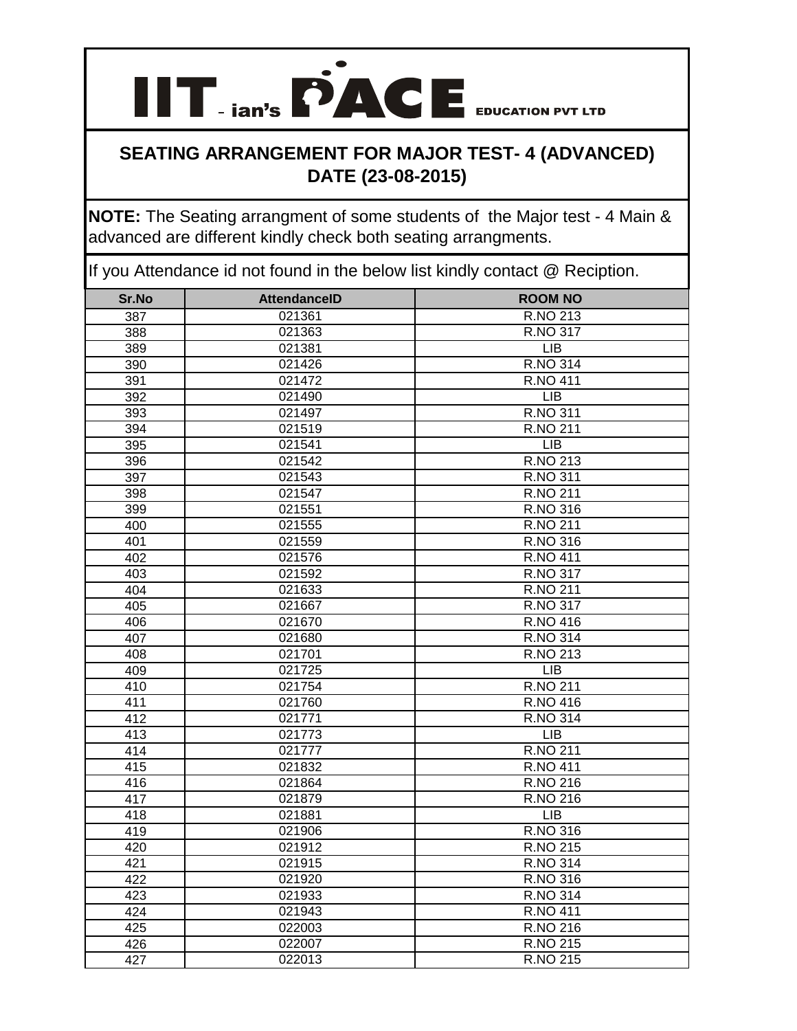IIT - ian's PACE EDUCATION PVT LTD

## SEATING ARRANGEMENT FOR MAJOR TEST- 4 (ADVANCED) DATE (23-08-2015)

**NOTE:** The Seating arrangment of some students of the Major test - 4 Main & advanced are different kindly check both seating arrangments.

If you Attendance id not found in the below list kindly contact @ Reciption.

| Sr.No | AttendanceID | ROOM NO |
|---|---|---|
| 387 | 021361 | R.NO 213 |
| 388 | 021363 | R.NO 317 |
| 389 | 021381 | LIB |
| 390 | 021426 | R.NO 314 |
| 391 | 021472 | R.NO 411 |
| 392 | 021490 | LIB |
| 393 | 021497 | R.NO 311 |
| 394 | 021519 | R.NO 211 |
| 395 | 021541 | LIB |
| 396 | 021542 | R.NO 213 |
| 397 | 021543 | R.NO 311 |
| 398 | 021547 | R.NO 211 |
| 399 | 021551 | R.NO 316 |
| 400 | 021555 | R.NO 211 |
| 401 | 021559 | R.NO 316 |
| 402 | 021576 | R.NO 411 |
| 403 | 021592 | R.NO 317 |
| 404 | 021633 | R.NO 211 |
| 405 | 021667 | R.NO 317 |
| 406 | 021670 | R.NO 416 |
| 407 | 021680 | R.NO 314 |
| 408 | 021701 | R.NO 213 |
| 409 | 021725 | LIB |
| 410 | 021754 | R.NO 211 |
| 411 | 021760 | R.NO 416 |
| 412 | 021771 | R.NO 314 |
| 413 | 021773 | LIB |
| 414 | 021777 | R.NO 211 |
| 415 | 021832 | R.NO 411 |
| 416 | 021864 | R.NO 216 |
| 417 | 021879 | R.NO 216 |
| 418 | 021881 | LIB |
| 419 | 021906 | R.NO 316 |
| 420 | 021912 | R.NO 215 |
| 421 | 021915 | R.NO 314 |
| 422 | 021920 | R.NO 316 |
| 423 | 021933 | R.NO 314 |
| 424 | 021943 | R.NO 411 |
| 425 | 022003 | R.NO 216 |
| 426 | 022007 | R.NO 215 |
| 427 | 022013 | R.NO 215 |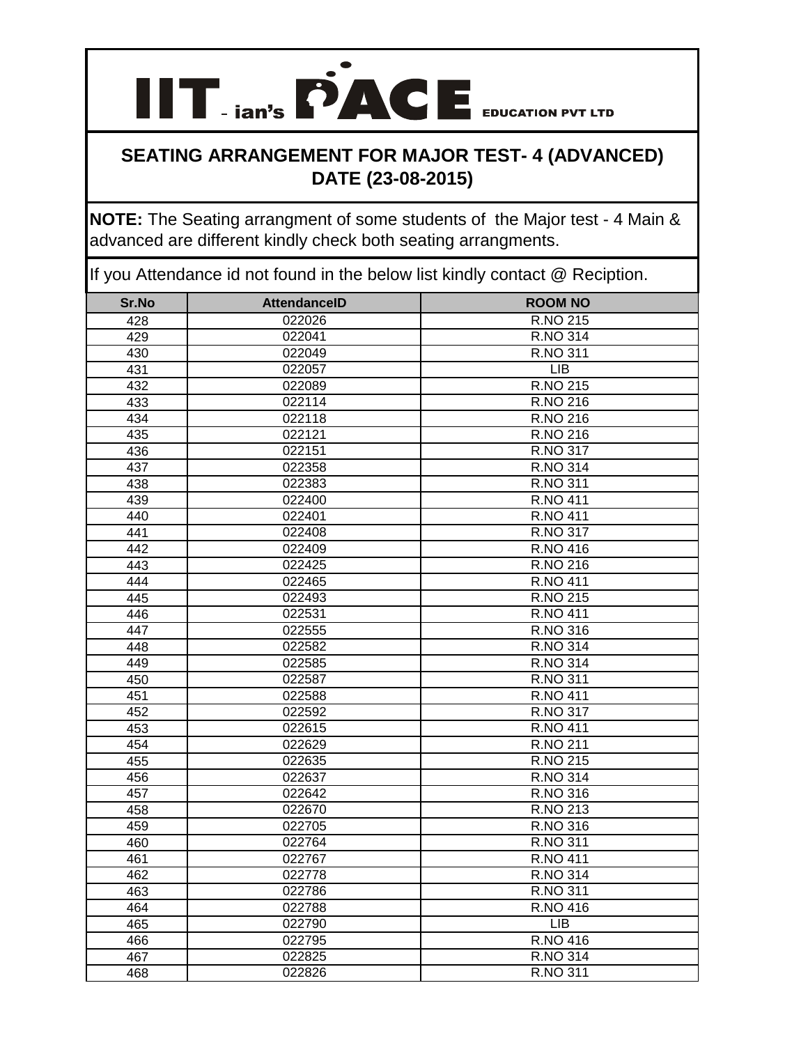# IIT-ian's PACE EDUCATION PVT LTD

## SEATING ARRANGEMENT FOR MAJOR TEST- 4 (ADVANCED) DATE (23-08-2015)

**NOTE:** The Seating arrangment of some students of the Major test - 4 Main & advanced are different kindly check both seating arrangments.

If you Attendance id not found in the below list kindly contact @ Reciption.

| Sr.No | AttendanceID | ROOM NO |
|---|---|---|
| 428 | 022026 | R.NO 215 |
| 429 | 022041 | R.NO 314 |
| 430 | 022049 | R.NO 311 |
| 431 | 022057 | LIB |
| 432 | 022089 | R.NO 215 |
| 433 | 022114 | R.NO 216 |
| 434 | 022118 | R.NO 216 |
| 435 | 022121 | R.NO 216 |
| 436 | 022151 | R.NO 317 |
| 437 | 022358 | R.NO 314 |
| 438 | 022383 | R.NO 311 |
| 439 | 022400 | R.NO 411 |
| 440 | 022401 | R.NO 411 |
| 441 | 022408 | R.NO 317 |
| 442 | 022409 | R.NO 416 |
| 443 | 022425 | R.NO 216 |
| 444 | 022465 | R.NO 411 |
| 445 | 022493 | R.NO 215 |
| 446 | 022531 | R.NO 411 |
| 447 | 022555 | R.NO 316 |
| 448 | 022582 | R.NO 314 |
| 449 | 022585 | R.NO 314 |
| 450 | 022587 | R.NO 311 |
| 451 | 022588 | R.NO 411 |
| 452 | 022592 | R.NO 317 |
| 453 | 022615 | R.NO 411 |
| 454 | 022629 | R.NO 211 |
| 455 | 022635 | R.NO 215 |
| 456 | 022637 | R.NO 314 |
| 457 | 022642 | R.NO 316 |
| 458 | 022670 | R.NO 213 |
| 459 | 022705 | R.NO 316 |
| 460 | 022764 | R.NO 311 |
| 461 | 022767 | R.NO 411 |
| 462 | 022778 | R.NO 314 |
| 463 | 022786 | R.NO 311 |
| 464 | 022788 | R.NO 416 |
| 465 | 022790 | LIB |
| 466 | 022795 | R.NO 416 |
| 467 | 022825 | R.NO 314 |
| 468 | 022826 | R.NO 311 |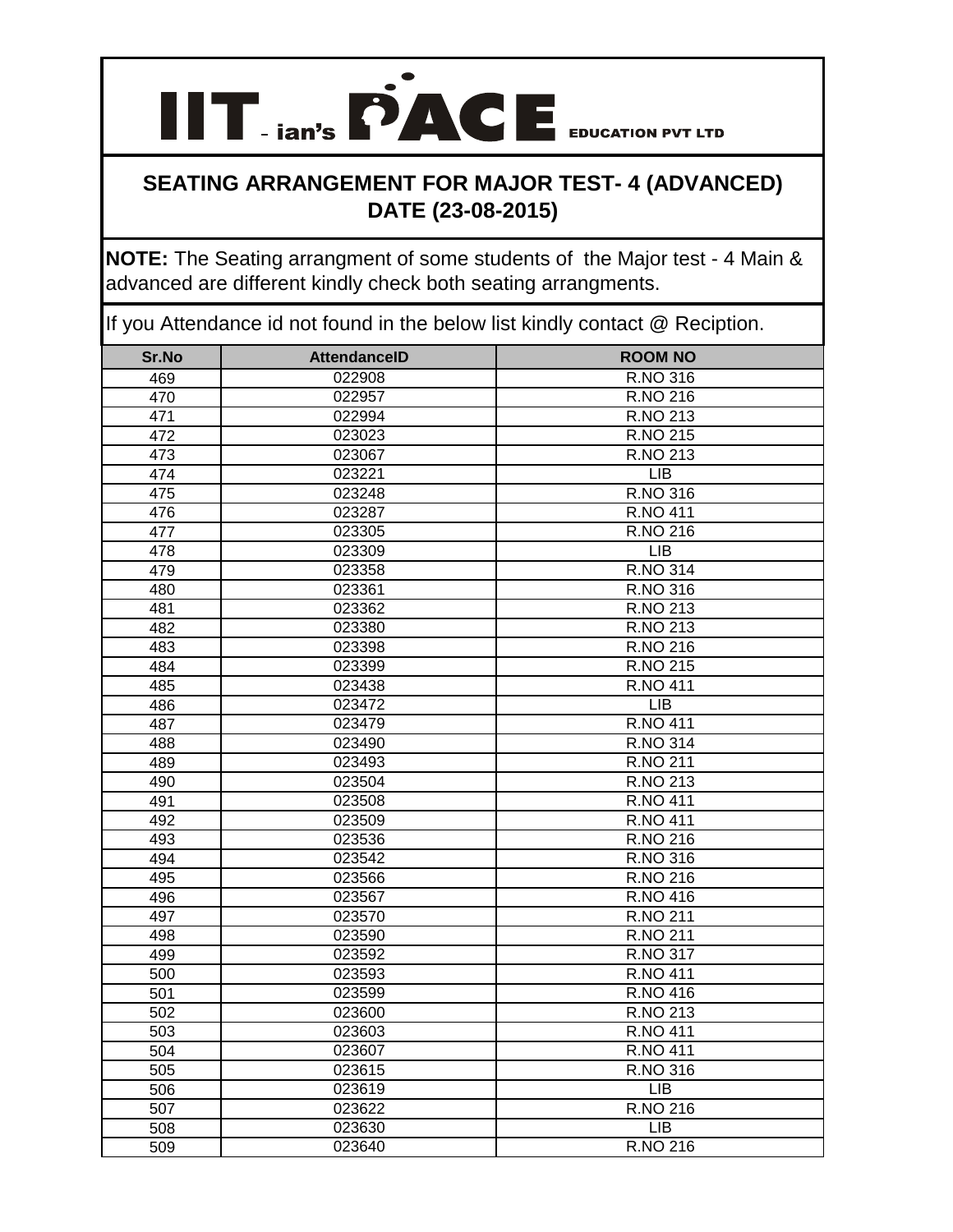# IIT - ian's PACE EDUCATION PVT LTD

## SEATING ARRANGEMENT FOR MAJOR TEST- 4 (ADVANCED) DATE (23-08-2015)

**NOTE:** The Seating arrangment of some students of the Major test - 4 Main & advanced are different kindly check both seating arrangments.

If you Attendance id not found in the below list kindly contact @ Reciption.

| Sr.No | AttendanceID | ROOM NO |
|---|---|---|
| 469 | 022908 | R.NO 316 |
| 470 | 022957 | R.NO 216 |
| 471 | 022994 | R.NO 213 |
| 472 | 023023 | R.NO 215 |
| 473 | 023067 | R.NO 213 |
| 474 | 023221 | LIB |
| 475 | 023248 | R.NO 316 |
| 476 | 023287 | R.NO 411 |
| 477 | 023305 | R.NO 216 |
| 478 | 023309 | LIB |
| 479 | 023358 | R.NO 314 |
| 480 | 023361 | R.NO 316 |
| 481 | 023362 | R.NO 213 |
| 482 | 023380 | R.NO 213 |
| 483 | 023398 | R.NO 216 |
| 484 | 023399 | R.NO 215 |
| 485 | 023438 | R.NO 411 |
| 486 | 023472 | LIB |
| 487 | 023479 | R.NO 411 |
| 488 | 023490 | R.NO 314 |
| 489 | 023493 | R.NO 211 |
| 490 | 023504 | R.NO 213 |
| 491 | 023508 | R.NO 411 |
| 492 | 023509 | R.NO 411 |
| 493 | 023536 | R.NO 216 |
| 494 | 023542 | R.NO 316 |
| 495 | 023566 | R.NO 216 |
| 496 | 023567 | R.NO 416 |
| 497 | 023570 | R.NO 211 |
| 498 | 023590 | R.NO 211 |
| 499 | 023592 | R.NO 317 |
| 500 | 023593 | R.NO 411 |
| 501 | 023599 | R.NO 416 |
| 502 | 023600 | R.NO 213 |
| 503 | 023603 | R.NO 411 |
| 504 | 023607 | R.NO 411 |
| 505 | 023615 | R.NO 316 |
| 506 | 023619 | LIB |
| 507 | 023622 | R.NO 216 |
| 508 | 023630 | LIB |
| 509 | 023640 | R.NO 216 |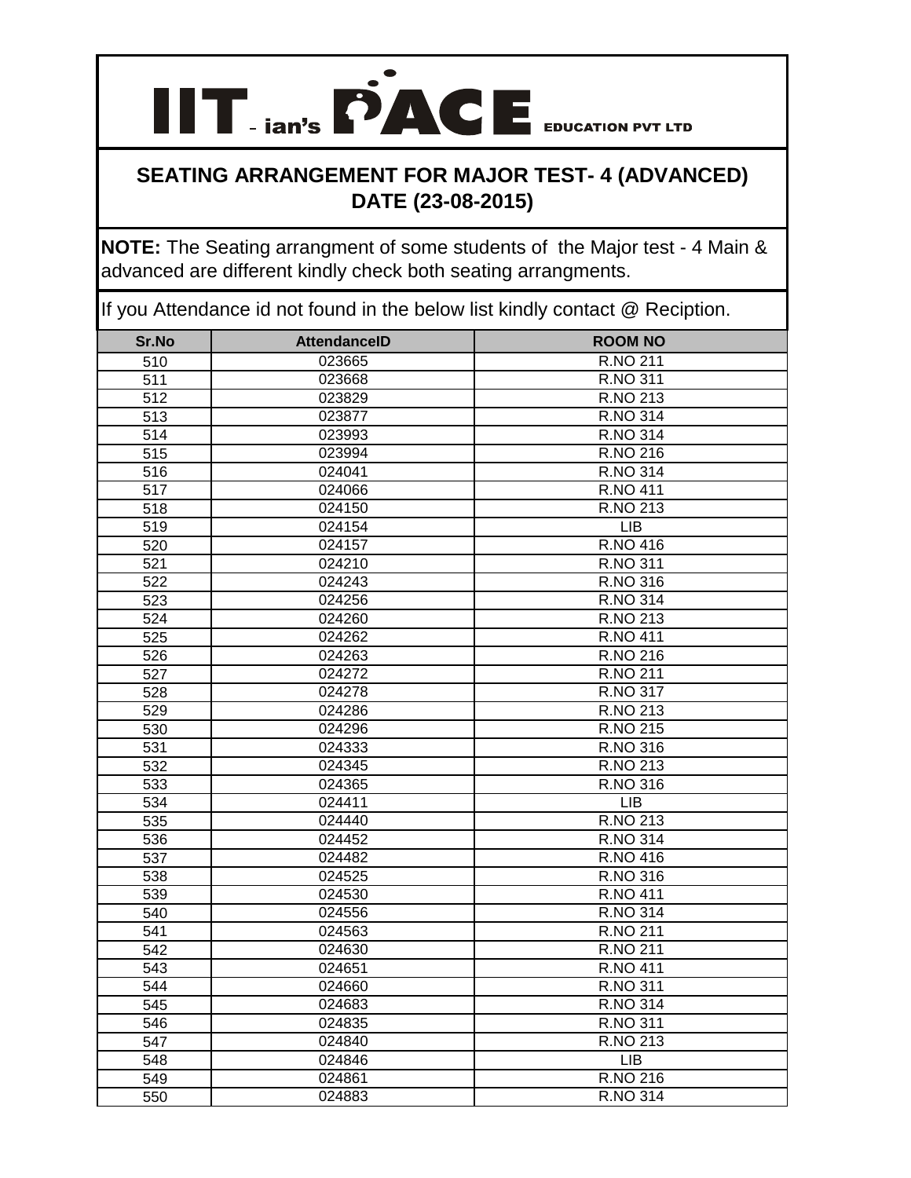**IIT-ian's PACE EDUCATION PVT LTD**

## SEATING ARRANGEMENT FOR MAJOR TEST- 4 (ADVANCED)
## DATE (23-08-2015)

**NOTE:** The Seating arrangment of some students of the Major test - 4 Main & advanced are different kindly check both seating arrangments.

If you Attendance id not found in the below list kindly contact @ Reciption.

| Sr.No | AttendanceID | ROOM NO |
|---|---|---|
| 510 | 023665 | R.NO 211 |
| 511 | 023668 | R.NO 311 |
| 512 | 023829 | R.NO 213 |
| 513 | 023877 | R.NO 314 |
| 514 | 023993 | R.NO 314 |
| 515 | 023994 | R.NO 216 |
| 516 | 024041 | R.NO 314 |
| 517 | 024066 | R.NO 411 |
| 518 | 024150 | R.NO 213 |
| 519 | 024154 | LIB |
| 520 | 024157 | R.NO 416 |
| 521 | 024210 | R.NO 311 |
| 522 | 024243 | R.NO 316 |
| 523 | 024256 | R.NO 314 |
| 524 | 024260 | R.NO 213 |
| 525 | 024262 | R.NO 411 |
| 526 | 024263 | R.NO 216 |
| 527 | 024272 | R.NO 211 |
| 528 | 024278 | R.NO 317 |
| 529 | 024286 | R.NO 213 |
| 530 | 024296 | R.NO 215 |
| 531 | 024333 | R.NO 316 |
| 532 | 024345 | R.NO 213 |
| 533 | 024365 | R.NO 316 |
| 534 | 024411 | LIB |
| 535 | 024440 | R.NO 213 |
| 536 | 024452 | R.NO 314 |
| 537 | 024482 | R.NO 416 |
| 538 | 024525 | R.NO 316 |
| 539 | 024530 | R.NO 411 |
| 540 | 024556 | R.NO 314 |
| 541 | 024563 | R.NO 211 |
| 542 | 024630 | R.NO 211 |
| 543 | 024651 | R.NO 411 |
| 544 | 024660 | R.NO 311 |
| 545 | 024683 | R.NO 314 |
| 546 | 024835 | R.NO 311 |
| 547 | 024840 | R.NO 213 |
| 548 | 024846 | LIB |
| 549 | 024861 | R.NO 216 |
| 550 | 024883 | R.NO 314 |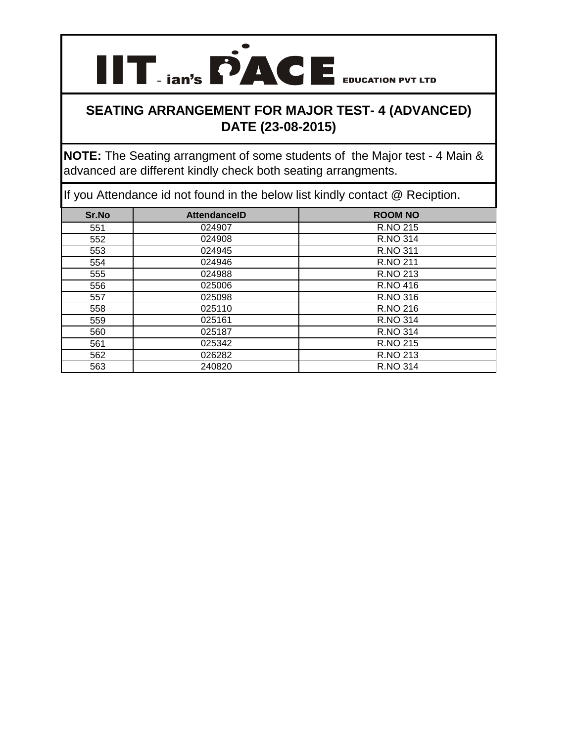# IIT-ian's PACE EDUCATION PVT LTD

## SEATING ARRANGEMENT FOR MAJOR TEST- 4 (ADVANCED)
## DATE (23-08-2015)

**NOTE:** The Seating arrangment of some students of the Major test - 4 Main & advanced are different kindly check both seating arrangments.

If you Attendance id not found in the below list kindly contact @ Reciption.

| Sr.No | AttendanceID | ROOM NO |
|---|---|---|
| 551 | 024907 | R.NO 215 |
| 552 | 024908 | R.NO 314 |
| 553 | 024945 | R.NO 311 |
| 554 | 024946 | R.NO 211 |
| 555 | 024988 | R.NO 213 |
| 556 | 025006 | R.NO 416 |
| 557 | 025098 | R.NO 316 |
| 558 | 025110 | R.NO 216 |
| 559 | 025161 | R.NO 314 |
| 560 | 025187 | R.NO 314 |
| 561 | 025342 | R.NO 215 |
| 562 | 026282 | R.NO 213 |
| 563 | 240820 | R.NO 314 |